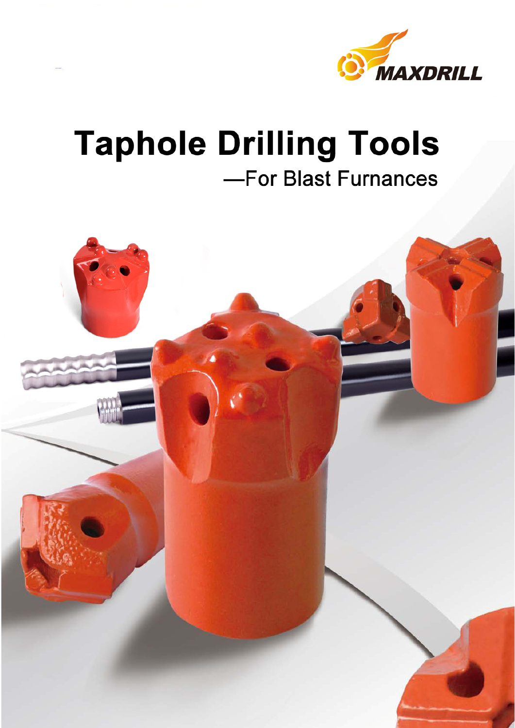MAXDRILL

# Taphole Drilling Tools

## —For Blast Furnances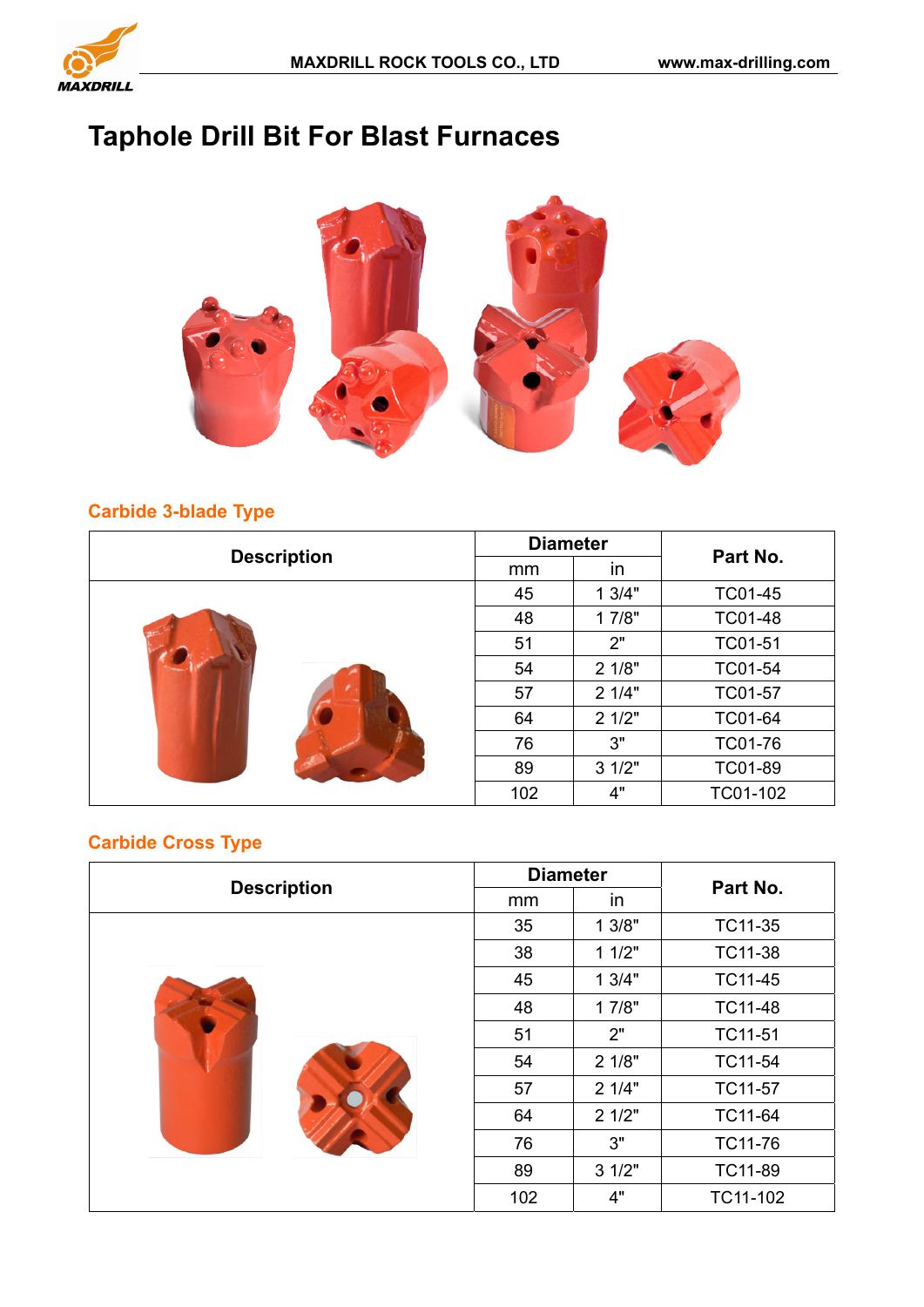# Taphole Drill Bit For Blast Furnaces

## Carbide 3-blade Type

| Description | Diameter | | Part No. |
|---|---|---|---|
| | mm | in | |
| | 45 | 1 3/4" | TC01-45 |
| | 48 | 1 7/8" | TC01-48 |
| | 51 | 2" | TC01-51 |
| | 54 | 2 1/8" | TC01-54 |
| | 57 | 2 1/4" | TC01-57 |
| | 64 | 2 1/2" | TC01-64 |
| | 76 | 3" | TC01-76 |
| | 89 | 3 1/2" | TC01-89 |
| | 102 | 4" | TC01-102 |

## Carbide Cross Type

| Description | Diameter | | Part No. |
|---|---|---|---|
| | mm | in | |
| | 35 | 1 3/8" | TC11-35 |
| | 38 | 1 1/2" | TC11-38 |
| | 45 | 1 3/4" | TC11-45 |
| | 48 | 1 7/8" | TC11-48 |
| | 51 | 2" | TC11-51 |
| | 54 | 2 1/8" | TC11-54 |
| | 57 | 2 1/4" | TC11-57 |
| | 64 | 2 1/2" | TC11-64 |
| | 76 | 3" | TC11-76 |
| | 89 | 3 1/2" | TC11-89 |
| | 102 | 4" | TC11-102 |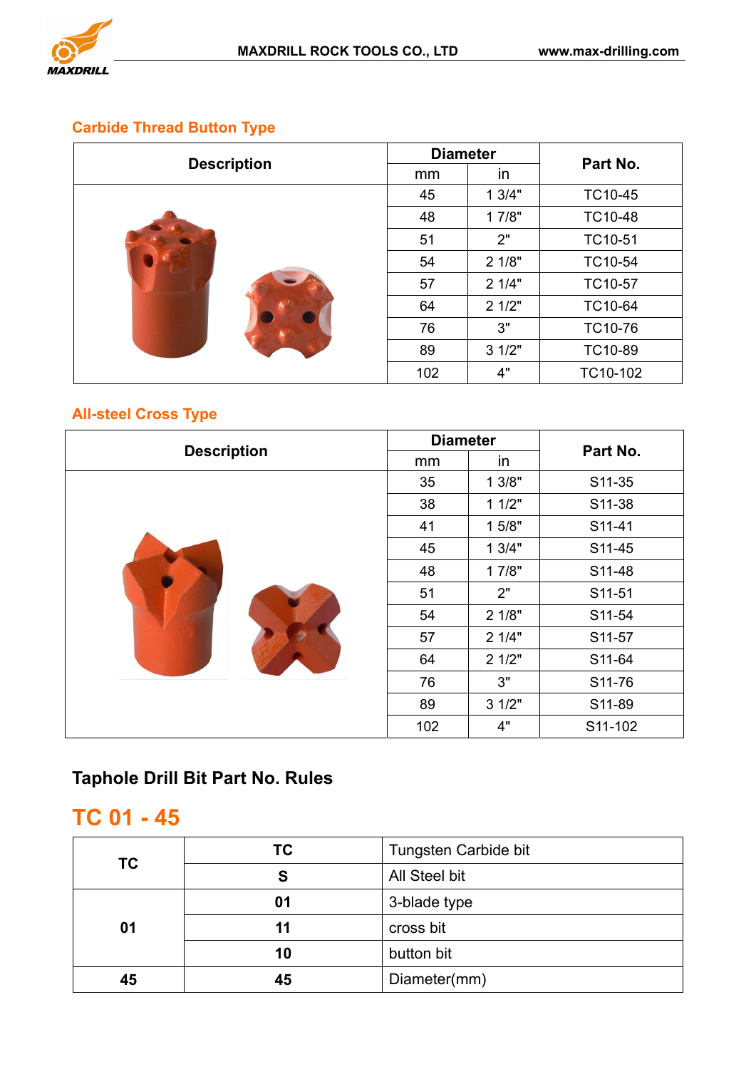## Carbide Thread Button Type

| Description | Diameter | | Part No. |
|---|---|---|---|
| | mm | in | |
| | 45 | 1 3/4" | TC10-45 |
| | 48 | 1 7/8" | TC10-48 |
| | 51 | 2" | TC10-51 |
| | 54 | 2 1/8" | TC10-54 |
| | 57 | 2 1/4" | TC10-57 |
| | 64 | 2 1/2" | TC10-64 |
| | 76 | 3" | TC10-76 |
| | 89 | 3 1/2" | TC10-89 |
| | 102 | 4" | TC10-102 |

## All-steel Cross Type

| Description | Diameter | | Part No. |
|---|---|---|---|
| | mm | in | |
| | 35 | 1 3/8" | S11-35 |
| | 38 | 1 1/2" | S11-38 |
| | 41 | 1 5/8" | S11-41 |
| | 45 | 1 3/4" | S11-45 |
| | 48 | 1 7/8" | S11-48 |
| | 51 | 2" | S11-51 |
| | 54 | 2 1/8" | S11-54 |
| | 57 | 2 1/4" | S11-57 |
| | 64 | 2 1/2" | S11-64 |
| | 76 | 3" | S11-76 |
| | 89 | 3 1/2" | S11-89 |
| | 102 | 4" | S11-102 |

## Taphole Drill Bit Part No. Rules

# TC 01 - 45

| | | |
|---|---|---|
| **TC** | **TC** | Tungsten Carbide bit |
| | **S** | All Steel bit |
| **01** | **01** | 3-blade type |
| | **11** | cross bit |
| | **10** | button bit |
| **45** | **45** | Diameter(mm) |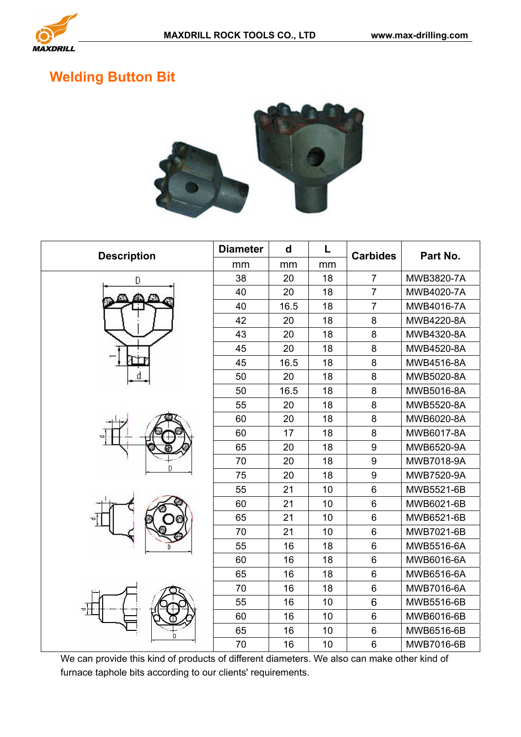# Welding Button Bit

| Description | Diameter mm | d mm | L mm | Carbides | Part No. |
|---|---|---|---|---|---|
| | 38 | 20 | 18 | 7 | MWB3820-7A |
| | 40 | 20 | 18 | 7 | MWB4020-7A |
| | 40 | 16.5 | 18 | 7 | MWB4016-7A |
| | 42 | 20 | 18 | 8 | MWB4220-8A |
| | 43 | 20 | 18 | 8 | MWB4320-8A |
| | 45 | 20 | 18 | 8 | MWB4520-8A |
| | 45 | 16.5 | 18 | 8 | MWB4516-8A |
| | 50 | 20 | 18 | 8 | MWB5020-8A |
| | 50 | 16.5 | 18 | 8 | MWB5016-8A |
| | 55 | 20 | 18 | 8 | MWB5520-8A |
| | 60 | 20 | 18 | 8 | MWB6020-8A |
| | 60 | 17 | 18 | 8 | MWB6017-8A |
| | 65 | 20 | 18 | 9 | MWB6520-9A |
| | 70 | 20 | 18 | 9 | MWB7018-9A |
| | 75 | 20 | 18 | 9 | MWB7520-9A |
| | 55 | 21 | 10 | 6 | MWB5521-6B |
| | 60 | 21 | 10 | 6 | MWB6021-6B |
| | 65 | 21 | 10 | 6 | MWB6521-6B |
| | 70 | 21 | 10 | 6 | MWB7021-6B |
| | 55 | 16 | 18 | 6 | MWB5516-6A |
| | 60 | 16 | 18 | 6 | MWB6016-6A |
| | 65 | 16 | 18 | 6 | MWB6516-6A |
| | 70 | 16 | 18 | 6 | MWB7016-6A |
| | 55 | 16 | 10 | 6 | MWB5516-6B |
| | 60 | 16 | 10 | 6 | MWB6016-6B |
| | 65 | 16 | 10 | 6 | MWB6516-6B |
| | 70 | 16 | 10 | 6 | MWB7016-6B |

We can provide this kind of products of different diameters. We also can make other kind of furnace taphole bits according to our clients' requirements.